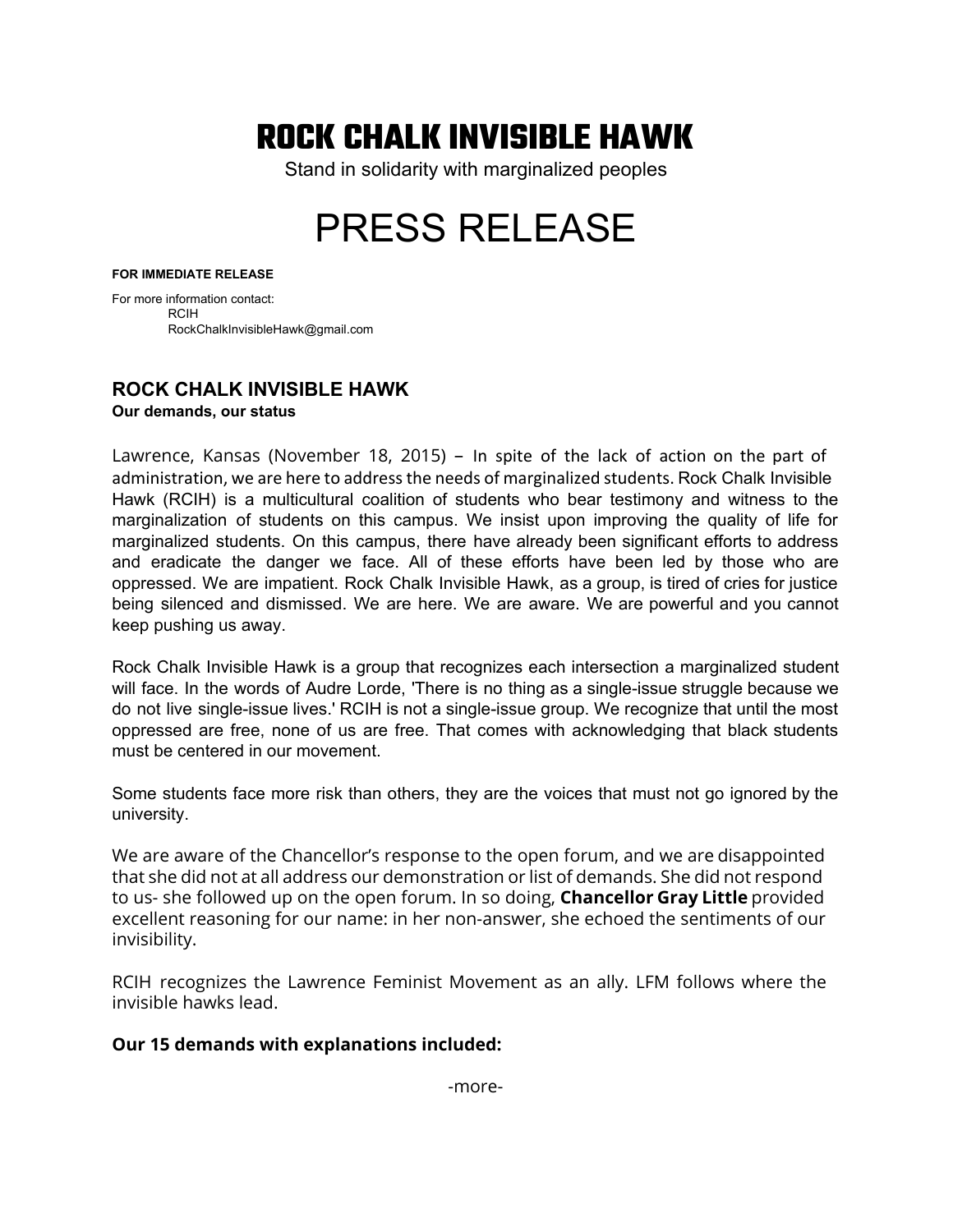# ROCK CHALK INVISIBLE HAWK

Stand in solidarity with marginalized peoples

# PRESS RELEASE

**FOR IMMEDIATE RELEASE**

For more information contact:
RCIH
RockChalkInvisibleHawk@gmail.com

## ROCK CHALK INVISIBLE HAWK

**Our demands, our status**

Lawrence, Kansas (November 18, 2015) – In spite of the lack of action on the part of administration, we are here to address the needs of marginalized students. Rock Chalk Invisible Hawk (RCIH) is a multicultural coalition of students who bear testimony and witness to the marginalization of students on this campus. We insist upon improving the quality of life for marginalized students. On this campus, there have already been significant efforts to address and eradicate the danger we face. All of these efforts have been led by those who are oppressed. We are impatient. Rock Chalk Invisible Hawk, as a group, is tired of cries for justice being silenced and dismissed. We are here. We are aware. We are powerful and you cannot keep pushing us away.

Rock Chalk Invisible Hawk is a group that recognizes each intersection a marginalized student will face. In the words of Audre Lorde, 'There is no thing as a single-issue struggle because we do not live single-issue lives.' RCIH is not a single-issue group. We recognize that until the most oppressed are free, none of us are free. That comes with acknowledging that black students must be centered in our movement.

Some students face more risk than others, they are the voices that must not go ignored by the university.

We are aware of the Chancellor's response to the open forum, and we are disappointed that she did not at all address our demonstration or list of demands. She did not respond to us- she followed up on the open forum. In so doing, **Chancellor Gray Little** provided excellent reasoning for our name: in her non-answer, she echoed the sentiments of our invisibility.

RCIH recognizes the Lawrence Feminist Movement as an ally. LFM follows where the invisible hawks lead.

**Our 15 demands with explanations included:**

-more-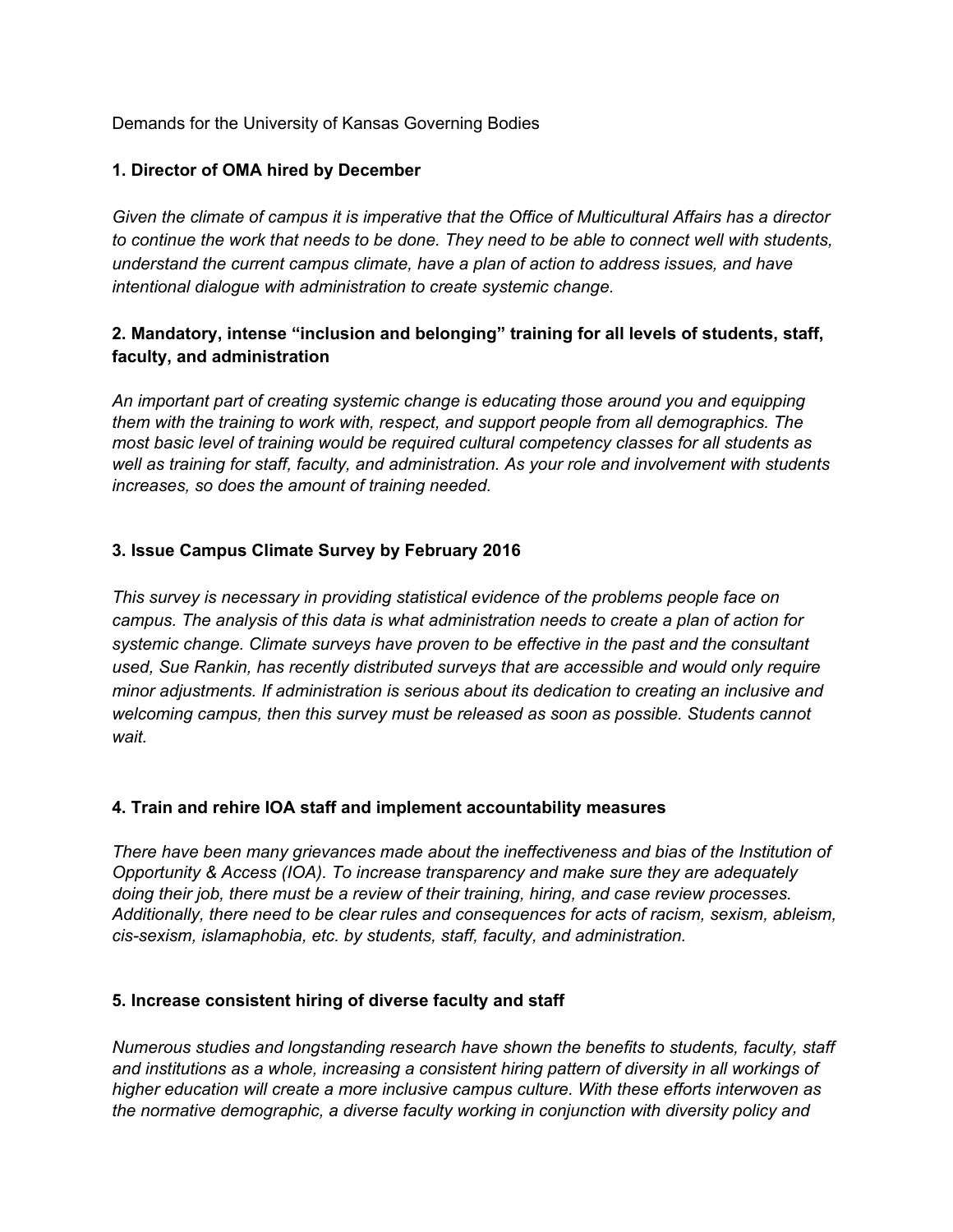Demands for the University of Kansas Governing Bodies

**1. Director of OMA hired by December**

*Given the climate of campus it is imperative that the Office of Multicultural Affairs has a director to continue the work that needs to be done. They need to be able to connect well with students, understand the current campus climate, have a plan of action to address issues, and have intentional dialogue with administration to create systemic change.*

**2. Mandatory, intense "inclusion and belonging" training for all levels of students, staff, faculty, and administration**

*An important part of creating systemic change is educating those around you and equipping them with the training to work with, respect, and support people from all demographics. The most basic level of training would be required cultural competency classes for all students as well as training for staff, faculty, and administration. As your role and involvement with students increases, so does the amount of training needed.*

**3. Issue Campus Climate Survey by February 2016**

*This survey is necessary in providing statistical evidence of the problems people face on campus. The analysis of this data is what administration needs to create a plan of action for systemic change. Climate surveys have proven to be effective in the past and the consultant used, Sue Rankin, has recently distributed surveys that are accessible and would only require minor adjustments. If administration is serious about its dedication to creating an inclusive and welcoming campus, then this survey must be released as soon as possible. Students cannot wait.*

**4. Train and rehire IOA staff and implement accountability measures**

*There have been many grievances made about the ineffectiveness and bias of the Institution of Opportunity & Access (IOA). To increase transparency and make sure they are adequately doing their job, there must be a review of their training, hiring, and case review processes. Additionally, there need to be clear rules and consequences for acts of racism, sexism, ableism, cis-sexism, islamaphobia, etc. by students, staff, faculty, and administration.*

**5. Increase consistent hiring of diverse faculty and staff**

*Numerous studies and longstanding research have shown the benefits to students, faculty, staff and institutions as a whole, increasing a consistent hiring pattern of diversity in all workings of higher education will create a more inclusive campus culture. With these efforts interwoven as the normative demographic, a diverse faculty working in conjunction with diversity policy and*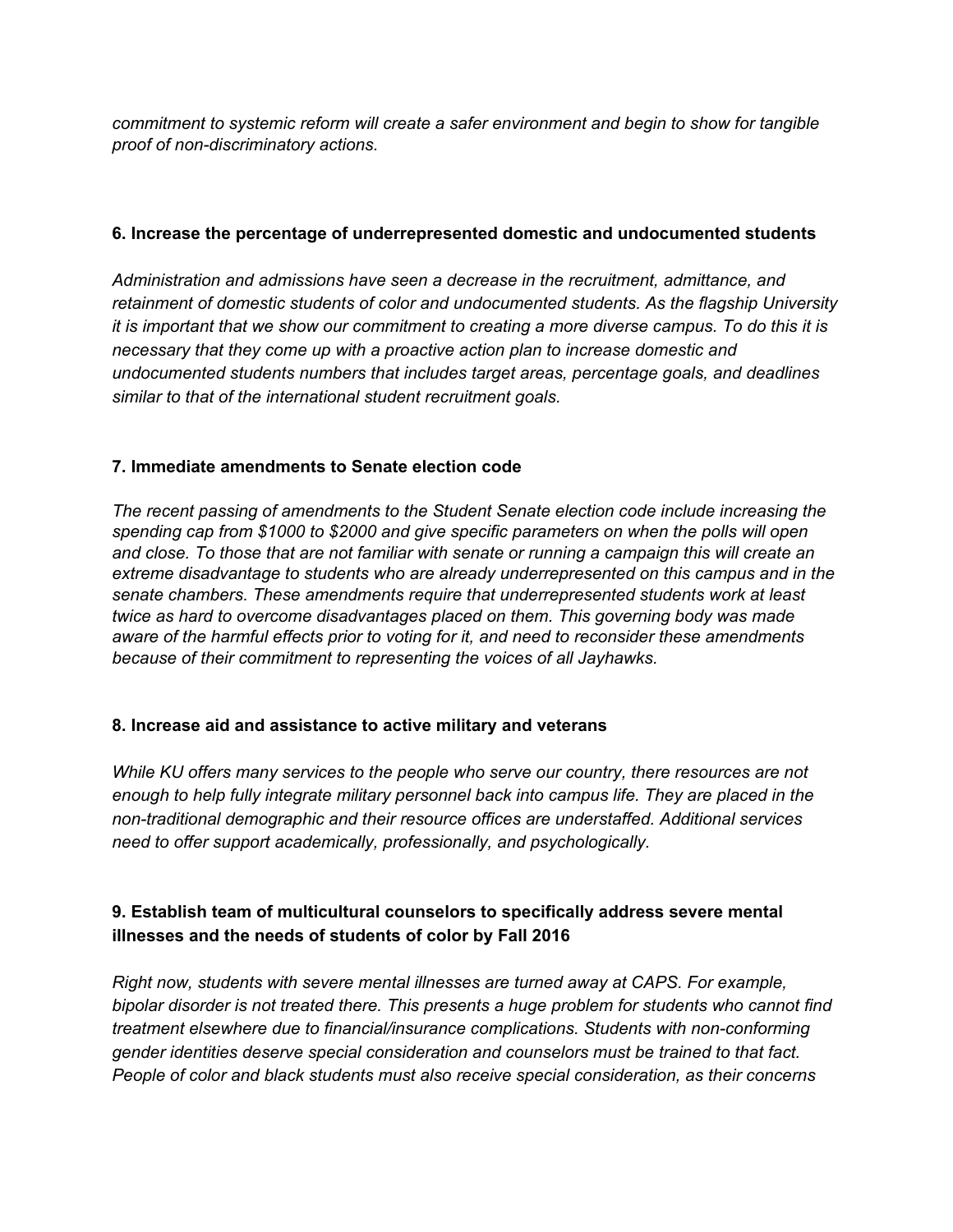*commitment to systemic reform will create a safer environment and begin to show for tangible proof of non-discriminatory actions.*

**6. Increase the percentage of underrepresented domestic and undocumented students**

*Administration and admissions have seen a decrease in the recruitment, admittance, and retainment of domestic students of color and undocumented students. As the flagship University it is important that we show our commitment to creating a more diverse campus. To do this it is necessary that they come up with a proactive action plan to increase domestic and undocumented students numbers that includes target areas, percentage goals, and deadlines similar to that of the international student recruitment goals.*

**7. Immediate amendments to Senate election code**

*The recent passing of amendments to the Student Senate election code include increasing the spending cap from $1000 to $2000 and give specific parameters on when the polls will open and close. To those that are not familiar with senate or running a campaign this will create an extreme disadvantage to students who are already underrepresented on this campus and in the senate chambers. These amendments require that underrepresented students work at least twice as hard to overcome disadvantages placed on them. This governing body was made aware of the harmful effects prior to voting for it, and need to reconsider these amendments because of their commitment to representing the voices of all Jayhawks.*

**8. Increase aid and assistance to active military and veterans**

*While KU offers many services to the people who serve our country, there resources are not enough to help fully integrate military personnel back into campus life. They are placed in the non-traditional demographic and their resource offices are understaffed. Additional services need to offer support academically, professionally, and psychologically.*

**9. Establish team of multicultural counselors to specifically address severe mental illnesses and the needs of students of color by Fall 2016**

*Right now, students with severe mental illnesses are turned away at CAPS. For example, bipolar disorder is not treated there. This presents a huge problem for students who cannot find treatment elsewhere due to financial/insurance complications. Students with non-conforming gender identities deserve special consideration and counselors must be trained to that fact. People of color and black students must also receive special consideration, as their concerns*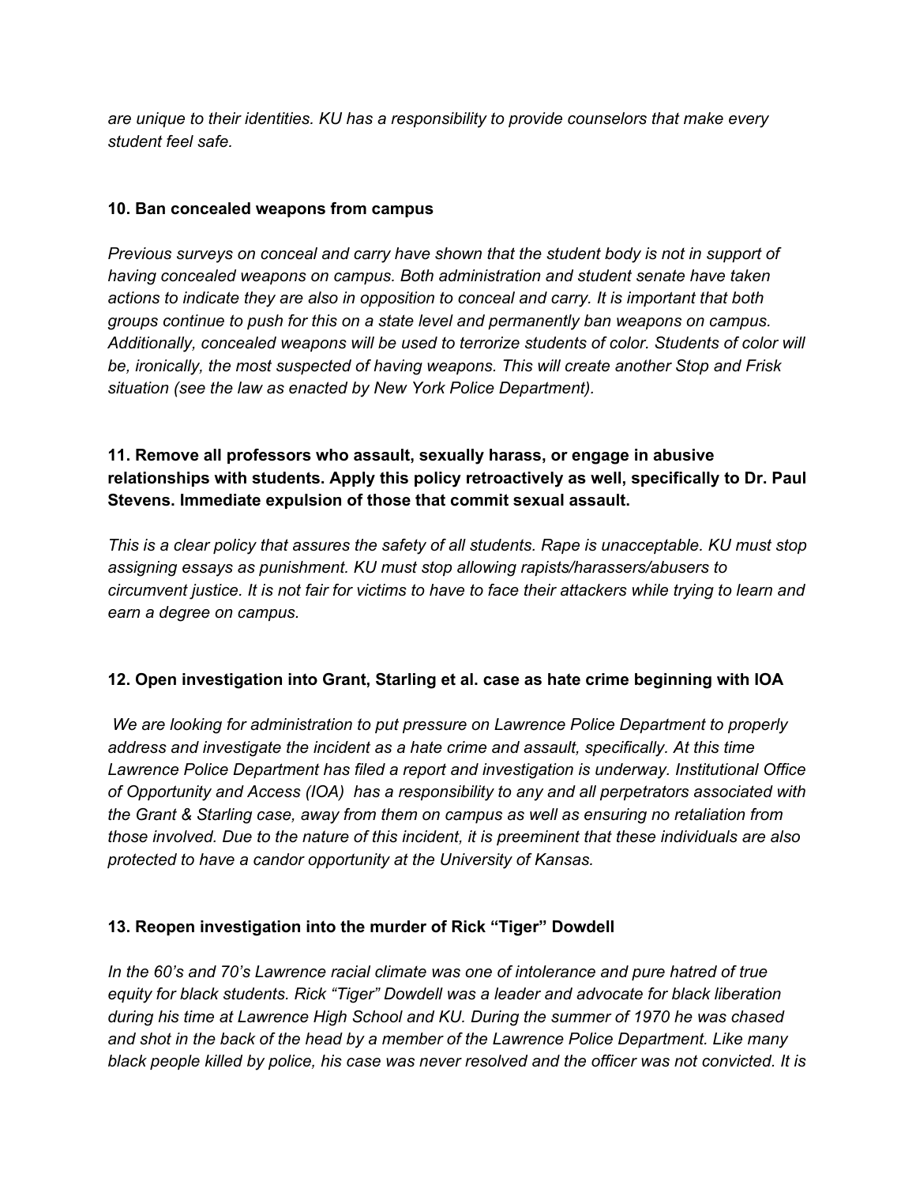*are unique to their identities. KU has a responsibility to provide counselors that make every student feel safe.*

**10. Ban concealed weapons from campus**

*Previous surveys on conceal and carry have shown that the student body is not in support of having concealed weapons on campus. Both administration and student senate have taken actions to indicate they are also in opposition to conceal and carry. It is important that both groups continue to push for this on a state level and permanently ban weapons on campus. Additionally, concealed weapons will be used to terrorize students of color. Students of color will be, ironically, the most suspected of having weapons. This will create another Stop and Frisk situation (see the law as enacted by New York Police Department).*

**11. Remove all professors who assault, sexually harass, or engage in abusive relationships with students. Apply this policy retroactively as well, specifically to Dr. Paul Stevens. Immediate expulsion of those that commit sexual assault.**

*This is a clear policy that assures the safety of all students. Rape is unacceptable. KU must stop assigning essays as punishment. KU must stop allowing rapists/harassers/abusers to circumvent justice. It is not fair for victims to have to face their attackers while trying to learn and earn a degree on campus.*

**12. Open investigation into Grant, Starling et al. case as hate crime beginning with IOA**

*We are looking for administration to put pressure on Lawrence Police Department to properly address and investigate the incident as a hate crime and assault, specifically. At this time Lawrence Police Department has filed a report and investigation is underway. Institutional Office of Opportunity and Access (IOA) has a responsibility to any and all perpetrators associated with the Grant & Starling case, away from them on campus as well as ensuring no retaliation from those involved. Due to the nature of this incident, it is preeminent that these individuals are also protected to have a candor opportunity at the University of Kansas.*

**13. Reopen investigation into the murder of Rick "Tiger" Dowdell**

*In the 60's and 70's Lawrence racial climate was one of intolerance and pure hatred of true equity for black students. Rick "Tiger" Dowdell was a leader and advocate for black liberation during his time at Lawrence High School and KU. During the summer of 1970 he was chased and shot in the back of the head by a member of the Lawrence Police Department. Like many black people killed by police, his case was never resolved and the officer was not convicted. It is*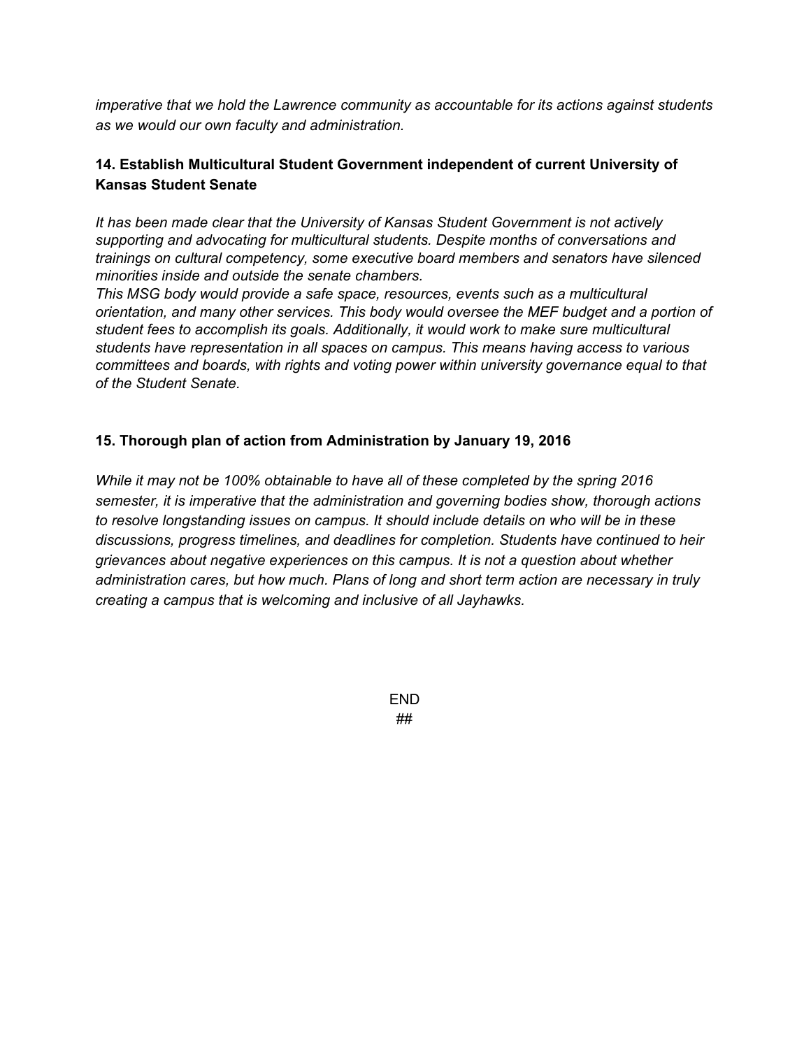*imperative that we hold the Lawrence community as accountable for its actions against students as we would our own faculty and administration.*

**14. Establish Multicultural Student Government independent of current University of Kansas Student Senate**

*It has been made clear that the University of Kansas Student Government is not actively supporting and advocating for multicultural students. Despite months of conversations and trainings on cultural competency, some executive board members and senators have silenced minorities inside and outside the senate chambers.*

*This MSG body would provide a safe space, resources, events such as a multicultural orientation, and many other services. This body would oversee the MEF budget and a portion of student fees to accomplish its goals. Additionally, it would work to make sure multicultural students have representation in all spaces on campus. This means having access to various committees and boards, with rights and voting power within university governance equal to that of the Student Senate.*

**15. Thorough plan of action from Administration by January 19, 2016**

*While it may not be 100% obtainable to have all of these completed by the spring 2016 semester, it is imperative that the administration and governing bodies show, thorough actions to resolve longstanding issues on campus. It should include details on who will be in these discussions, progress timelines, and deadlines for completion. Students have continued to heir grievances about negative experiences on this campus. It is not a question about whether administration cares, but how much. Plans of long and short term action are necessary in truly creating a campus that is welcoming and inclusive of all Jayhawks.*

END

##